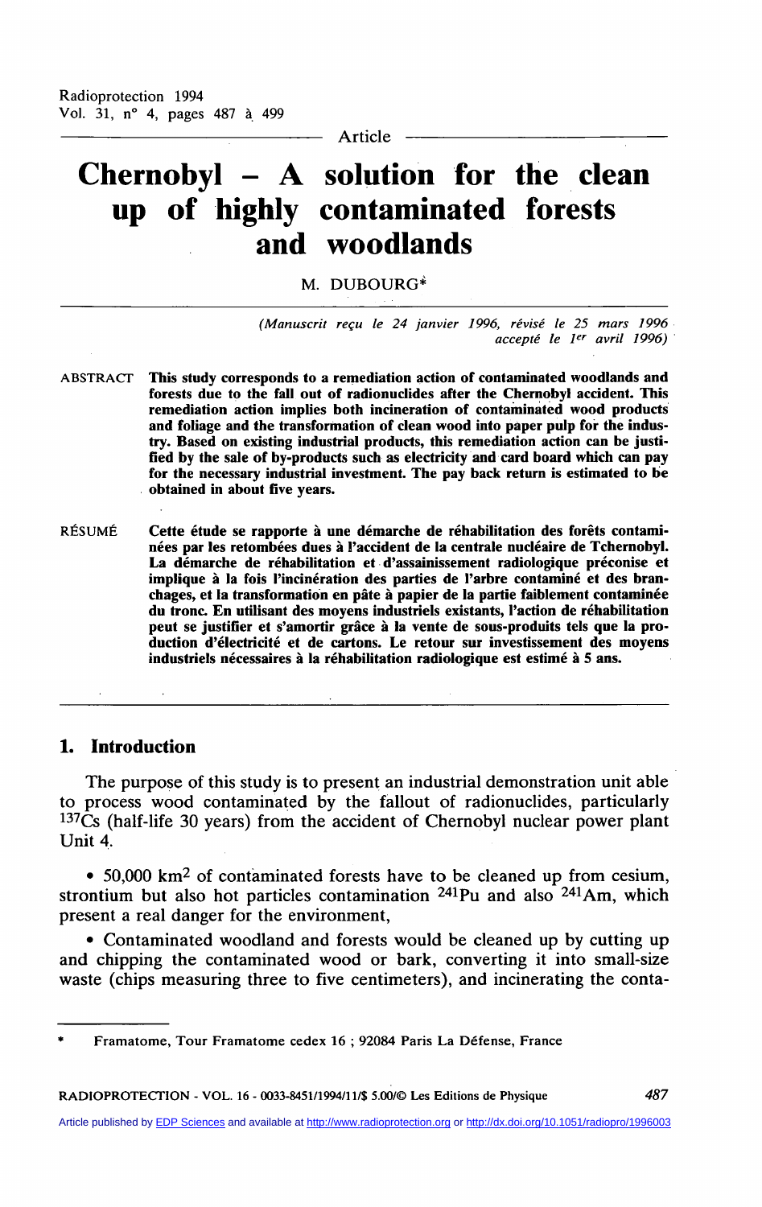Article

# Chernobyl – A solution for the clean up of highly contaminated forests and woodlands

M. DUBOURG*

*(Manuscrit reçu le 24 janvier 1996, révisé le 25 mars 1996 accepté le 1er avril 1996)*

ABSTRACT **This study corresponds to a remediation action of contaminated woodlands and forests due to the fall out of radionuclides after the Chernobyl accident. This remediation action implies both incineration of contaminated wood products and foliage and the transformation of clean wood into paper pulp for the industry. Based on existing industrial products, this remediation action can be justified by the sale of by-products such as electricity and card board which can pay for the necessary industrial investment. The pay back return is estimated to be obtained in about five years.**

RÉSUMÉ **Cette étude se rapporte à une démarche de réhabilitation des forêts contaminées par les retombées dues à l'accident de la centrale nucléaire de Tchernobyl. La démarche de réhabilitation et d'assainissement radiologique préconise et implique à la fois l'incinération des parties de l'arbre contaminé et des branchages, et la transformation en pâte à papier de la partie faiblement contaminée du tronc. En utilisant des moyens industriels existants, l'action de réhabilitation peut se justifier et s'amortir grâce à la vente de sous-produits tels que la production d'électricité et de cartons. Le retour sur investissement des moyens industriels nécessaires à la réhabilitation radiologique est estimé à 5 ans.**

## 1. Introduction

The purpose of this study is to present an industrial demonstration unit able to process wood contaminated by the fallout of radionuclides, particularly $^{137}Cs$ (half-life 30 years) from the accident of Chernobyl nuclear power plant Unit 4.

- 50,000 km$^2$ of contaminated forests have to be cleaned up from cesium, strontium but also hot particles contamination $^{241}Pu$ and also $^{241}Am$, which present a real danger for the environment,
- Contaminated woodland and forests would be cleaned up by cutting up and chipping the contaminated wood or bark, converting it into small-size waste (chips measuring three to five centimeters), and incinerating the conta-

---

* Framatome, Tour Framatome cedex 16 ; 92084 Paris La Défense, France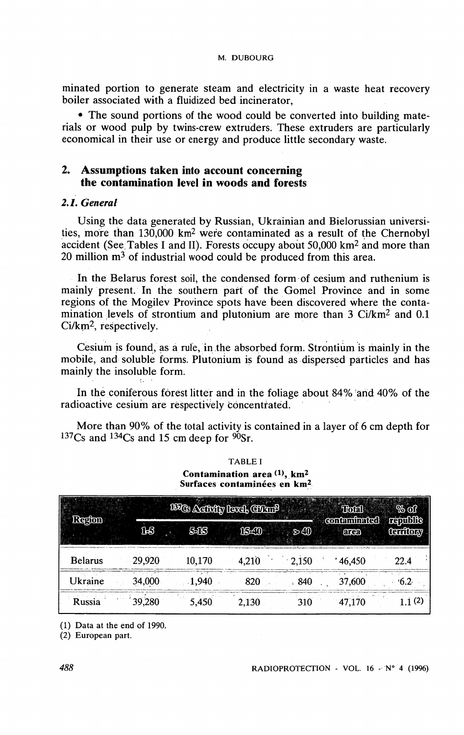minated portion to generate steam and electricity in a waste heat recovery boiler associated with a fluidized bed incinerator,

- The sound portions of the wood could be converted into building materials or wood pulp by twins-crew extruders. These extruders are particularly economical in their use or energy and produce little secondary waste.

## 2. Assumptions taken into account concerning the contamination level in woods and forests

### *2.1. General*

Using the data generated by Russian, Ukrainian and Bielorussian universities, more than 130,000 km$^2$ were contaminated as a result of the Chernobyl accident (See Tables I and II). Forests occupy about 50,000 km$^2$ and more than 20 million m$^3$ of industrial wood could be produced from this area.

In the Belarus forest soil, the condensed form of cesium and ruthenium is mainly present. In the southern part of the Gomel Province and in some regions of the Mogilev Province spots have been discovered where the contamination levels of strontium and plutonium are more than 3 Ci/km$^2$ and 0.1 Ci/km$^2$, respectively.

Cesium is found, as a rule, in the absorbed form. Strontium is mainly in the mobile, and soluble forms. Plutonium is found as dispersed particles and has mainly the insoluble form.

In the coniferous forest litter and in the foliage about 84% and 40% of the radioactive cesium are respectively concentrated.

More than 90% of the total activity is contained in a layer of 6 cm depth for $^{137}Cs$ and $^{134}Cs$ and 15 cm deep for $^{90}Sr$.

TABLE I

**Contamination area (1), km$^2$**

**Surfaces contaminées en km$^2$**

| Region | $^{137}Cs$ Activity level, Ci/km$^2$ | | | | Total contaminated area | % of republic territory |
|---|---|---|---|---|---|---|
| | 1-5 | 5-15 | 15-40 | ≥ 40 | | |
| Belarus | 29,920 | 10,170 | 4,210 | 2,150 | 46,450 | 22.4 |
| Ukraine | 34,000 | 1,940 | 820 | 840 | 37,600 | 6.2 |
| Russia | 39,280 | 5,450 | 2,130 | 310 | 47,170 | 1.1 (2) |

(1) Data at the end of 1990.

(2) European part.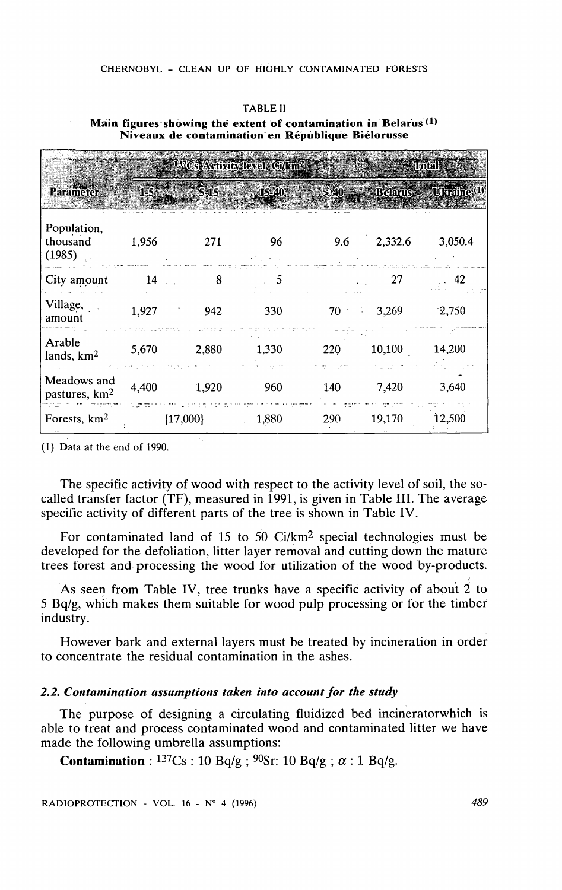TABLE II

**Main figures showing the extent of contamination in Belarus (1)**
**Niveaux de contamination en République Biélorusse**

| Parameter | $^{137}Cs$ Activity level, Ci/km$^2$ | | | | Total | |
|---|---|---|---|---|---|---|
| | 1-5 | 5-15 | 15-40 | > 40 | Belarus | Ukraine (1) |
| Population, thousand (1985) | 1,956 | 271 | 96 | 9.6 | 2,332.6 | 3,050.4 |
| City amount | 14 | 8 | 5 | – | 27 | 42 |
| Village, amount | 1,927 | 942 | 330 | 70 | 3,269 | 2,750 |
| Arable lands, km$^2$ | 5,670 | 2,880 | 1,330 | 220 | 10,100 | 14,200 |
| Meadows and pastures, km$^2$ | 4,400 | 1,920 | 960 | 140 | 7,420 | 3,640 |
| Forests, km$^2$ | {17,000} | | 1,880 | 290 | 19,170 | 12,500 |

(1) Data at the end of 1990.

The specific activity of wood with respect to the activity level of soil, the so-called transfer factor (TF), measured in 1991, is given in Table III. The average specific activity of different parts of the tree is shown in Table IV.

For contaminated land of 15 to 50 Ci/km$^2$ special technologies must be developed for the defoliation, litter layer removal and cutting down the mature trees forest and processing the wood for utilization of the wood by-products.

As seen from Table IV, tree trunks have a specific activity of about 2 to 5 Bq/g, which makes them suitable for wood pulp processing or for the timber industry.

However bark and external layers must be treated by incineration in order to concentrate the residual contamination in the ashes.

### *2.2. Contamination assumptions taken into account for the study*

The purpose of designing a circulating fluidized bed incineratorwhich is able to treat and process contaminated wood and contaminated litter we have made the following umbrella assumptions:

**Contamination** : $^{137}Cs$ : 10 Bq/g ; $^{90}Sr$: 10 Bq/g ; $\alpha$ : 1 Bq/g.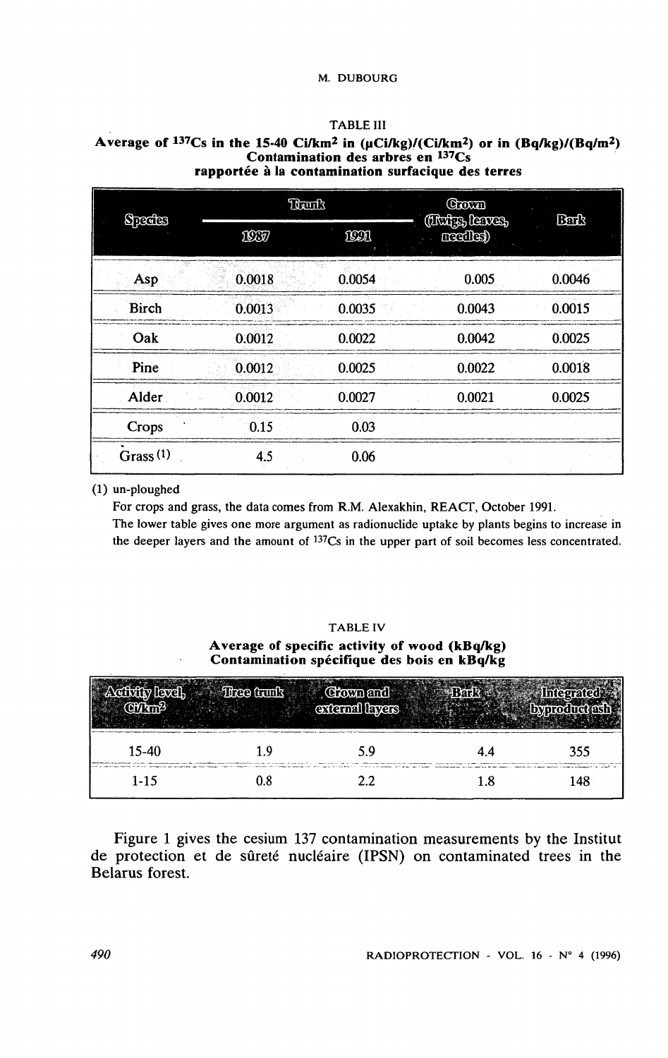TABLE III

**Average of $^{137}Cs$ in the 15-40 $Ci/km^2$ in $(\mu Ci/kg)/(Ci/km^2)$ or in $(Bq/kg)/(Bq/m^2)$**
**Contamination des arbres en $^{137}Cs$**
**rapportée à la contamination surfacique des terres**

| Species | Trunk | | Crown (Twigs, leaves, needles) | Bark |
|---|---|---|---|---|
| | 1987 | 1991 | | |
| Asp | 0.0018 | 0.0054 | 0.005 | 0.0046 |
| Birch | 0.0013 | 0.0035 | 0.0043 | 0.0015 |
| Oak | 0.0012 | 0.0022 | 0.0042 | 0.0025 |
| Pine | 0.0012 | 0.0025 | 0.0022 | 0.0018 |
| Alder | 0.0012 | 0.0027 | 0.0021 | 0.0025 |
| Crops | 0.15 | 0.03 | | |
| Grass (1) | 4.5 | 0.06 | | |

(1) un-ploughed

For crops and grass, the data comes from R.M. Alexakhin, REACT, October 1991.

The lower table gives one more argument as radionuclide uptake by plants begins to increase in the deeper layers and the amount of $^{137}Cs$ in the upper part of soil becomes less concentrated.

TABLE IV

**Average of specific activity of wood (kBq/kg)**
**Contamination spécifique des bois en kBq/kg**

| Activity level, $Ci/km^2$ | Tree trunk | Crown and external layers | Bark | Integrated byproduct ash |
|---|---|---|---|---|
| 15-40 | 1.9 | 5.9 | 4.4 | 355 |
| 1-15 | 0.8 | 2.2 | 1.8 | 148 |

Figure 1 gives the cesium 137 contamination measurements by the Institut de protection et de sûreté nucléaire (IPSN) on contaminated trees in the Belarus forest.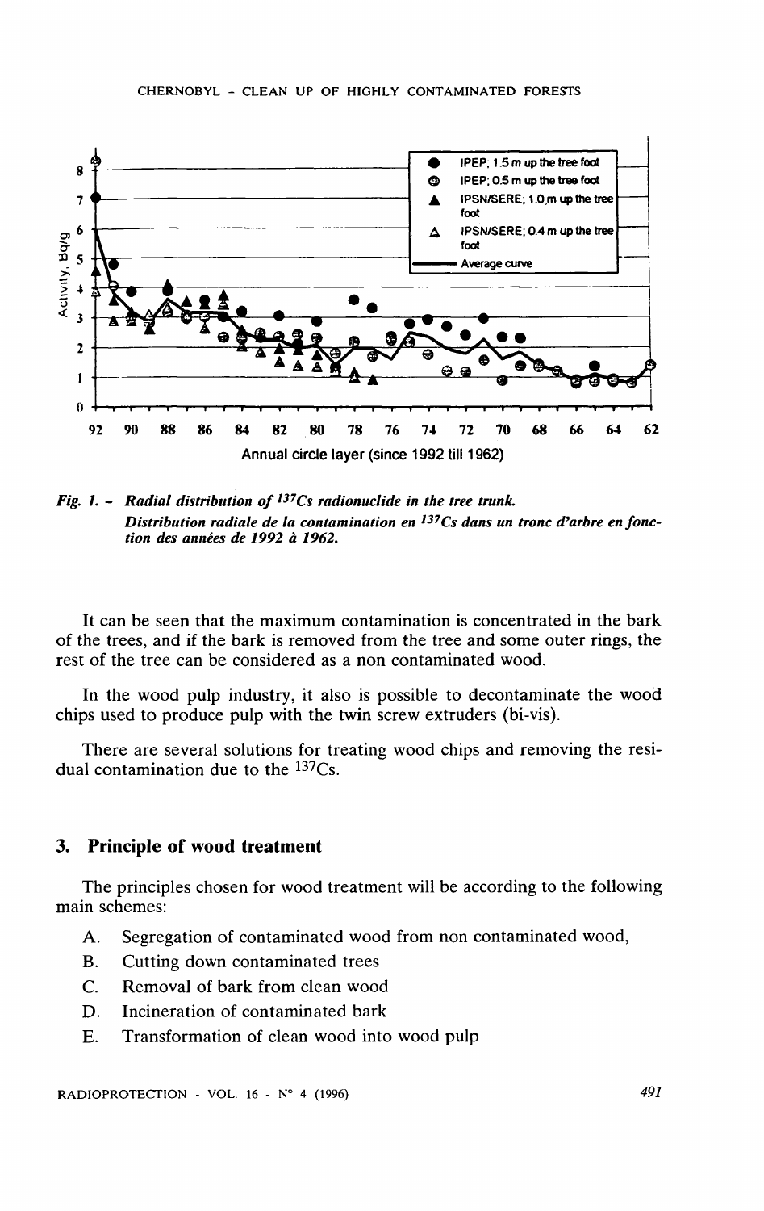*Fig. 1. – Radial distribution of $^{137}Cs$ radionuclide in the tree trunk.*
*Distribution radiale de la contamination en $^{137}Cs$ dans un tronc d'arbre en fonction des années de 1992 à 1962.*

It can be seen that the maximum contamination is concentrated in the bark of the trees, and if the bark is removed from the tree and some outer rings, the rest of the tree can be considered as a non contaminated wood.

In the wood pulp industry, it also is possible to decontaminate the wood chips used to produce pulp with the twin screw extruders (bi-vis).

There are several solutions for treating wood chips and removing the residual contamination due to the $^{137}Cs$.

## 3. Principle of wood treatment

The principles chosen for wood treatment will be according to the following main schemes:

A. Segregation of contaminated wood from non contaminated wood,
B. Cutting down contaminated trees
C. Removal of bark from clean wood
D. Incineration of contaminated bark
E. Transformation of clean wood into wood pulp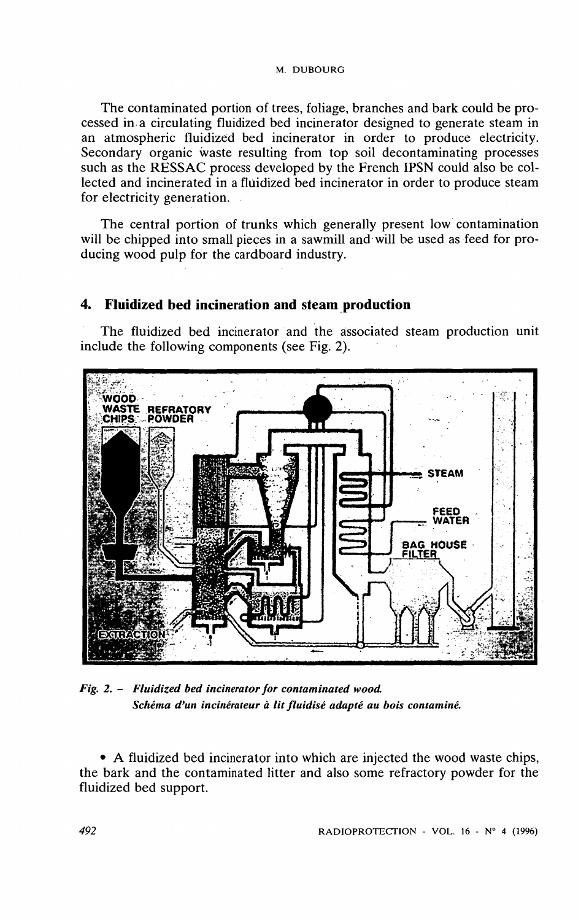The contaminated portion of trees, foliage, branches and bark could be processed in a circulating fluidized bed incinerator designed to generate steam in an atmospheric fluidized bed incinerator in order to produce electricity. Secondary organic waste resulting from top soil decontaminating processes such as the RESSAC process developed by the French IPSN could also be collected and incinerated in a fluidized bed incinerator in order to produce steam for electricity generation.

The central portion of trunks which generally present low contamination will be chipped into small pieces in a sawmill and will be used as feed for producing wood pulp for the cardboard industry.

## 4. Fluidized bed incineration and steam production

The fluidized bed incinerator and the associated steam production unit include the following components (see Fig. 2).

*Fig. 2. – Fluidized bed incinerator for contaminated wood.*
*Schéma d'un incinérateur à lit fluidisé adapté au bois contaminé.*

- A fluidized bed incinerator into which are injected the wood waste chips, the bark and the contaminated litter and also some refractory powder for the fluidized bed support.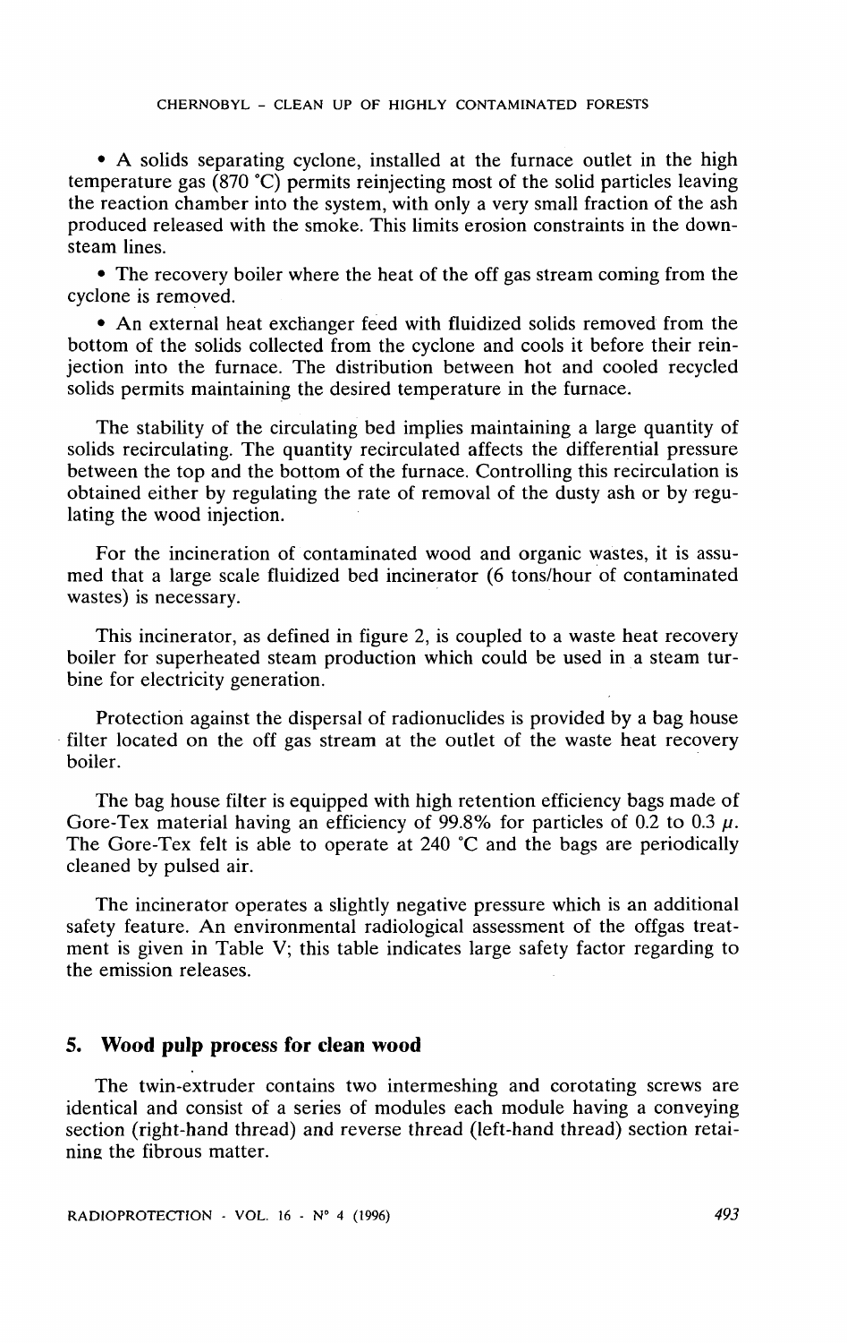• A solids separating cyclone, installed at the furnace outlet in the high temperature gas (870 °C) permits reinjecting most of the solid particles leaving the reaction chamber into the system, with only a very small fraction of the ash produced released with the smoke. This limits erosion constraints in the downsteam lines.

• The recovery boiler where the heat of the off gas stream coming from the cyclone is removed.

• An external heat exchanger feed with fluidized solids removed from the bottom of the solids collected from the cyclone and cools it before their reinjection into the furnace. The distribution between hot and cooled recycled solids permits maintaining the desired temperature in the furnace.

The stability of the circulating bed implies maintaining a large quantity of solids recirculating. The quantity recirculated affects the differential pressure between the top and the bottom of the furnace. Controlling this recirculation is obtained either by regulating the rate of removal of the dusty ash or by regulating the wood injection.

For the incineration of contaminated wood and organic wastes, it is assumed that a large scale fluidized bed incinerator (6 tons/hour of contaminated wastes) is necessary.

This incinerator, as defined in figure 2, is coupled to a waste heat recovery boiler for superheated steam production which could be used in a steam turbine for electricity generation.

Protection against the dispersal of radionuclides is provided by a bag house filter located on the off gas stream at the outlet of the waste heat recovery boiler.

The bag house filter is equipped with high retention efficiency bags made of Gore-Tex material having an efficiency of 99.8% for particles of 0.2 to 0.3 $\mu$. The Gore-Tex felt is able to operate at 240 °C and the bags are periodically cleaned by pulsed air.

The incinerator operates a slightly negative pressure which is an additional safety feature. An environmental radiological assessment of the offgas treatment is given in Table V; this table indicates large safety factor regarding to the emission releases.

## 5. Wood pulp process for clean wood

The twin-extruder contains two intermeshing and corotating screws are identical and consist of a series of modules each module having a conveying section (right-hand thread) and reverse thread (left-hand thread) section retaining the fibrous matter.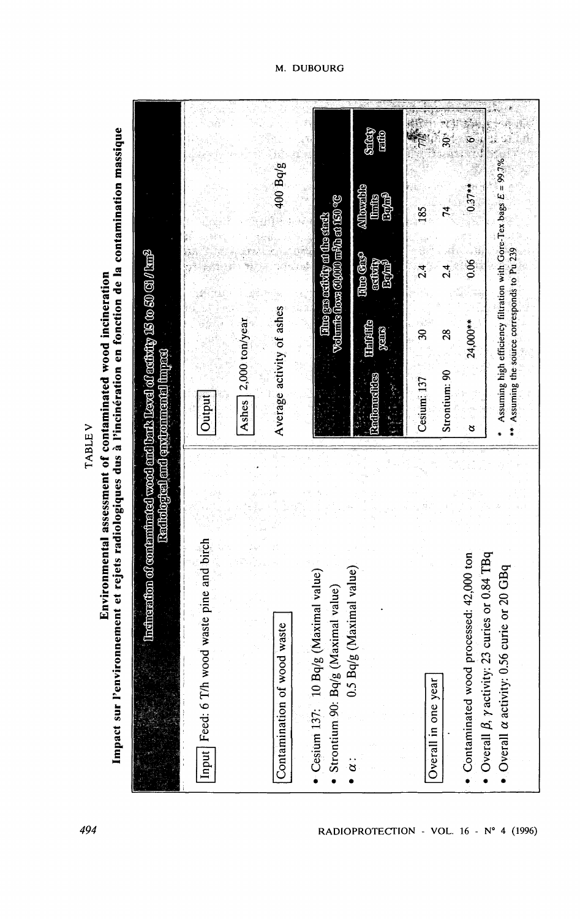TABLE V

**Environmental assessment of contaminated wood incineration**

**Impact sur l'environnement et rejets radiologiques dus à l'incinération en fonction de la contamination massique**

**Incineration of contaminated wood and bark Level of activity 15 to 50 (Ci / km²)**

**Radiological and environmental impact**

Input: Feed: 6 T/h wood waste pine and birch

Contamination of wood waste

- Cesium 137: 10 Bq/g (Maximal value)
- Strontium 90: Bq/g (Maximal value)
- $\alpha$ : 0.5 Bq/g (Maximal value)

Overall in one year

- Contaminated wood processed: 42,000 ton
- Overall $\beta$, $\gamma$ activity: 23 curies or 0.84 TBq
- Overall $\alpha$ activity: 0.56 curie or 20 GBq

Output

Ashes: 2,000 ton/year

Average activity of ashes: 400 Bq/g

**Flue gas activity at the stack**
**Volumic flow: 60,000 m³/h at 150 °C**

| Radionuclides | Half-life years | Flue Gas* activity Bq/m³ | Allowable limits Bq/m³ | Safety ratio |
|---|---|---|---|---|
| Cesium 137 | 30 | 2.4 | 185 | 77 |
| Strontium 90 | 28 | 2.4 | 74 | 30 |
| $\alpha$ | 24,000** | 0.06 | 0.37** | 6 |

\* Assuming high efficiency filtration with Gore-Tex bags $E = 99.7\%$

\*\* Assuming the source corresponds to Pu 239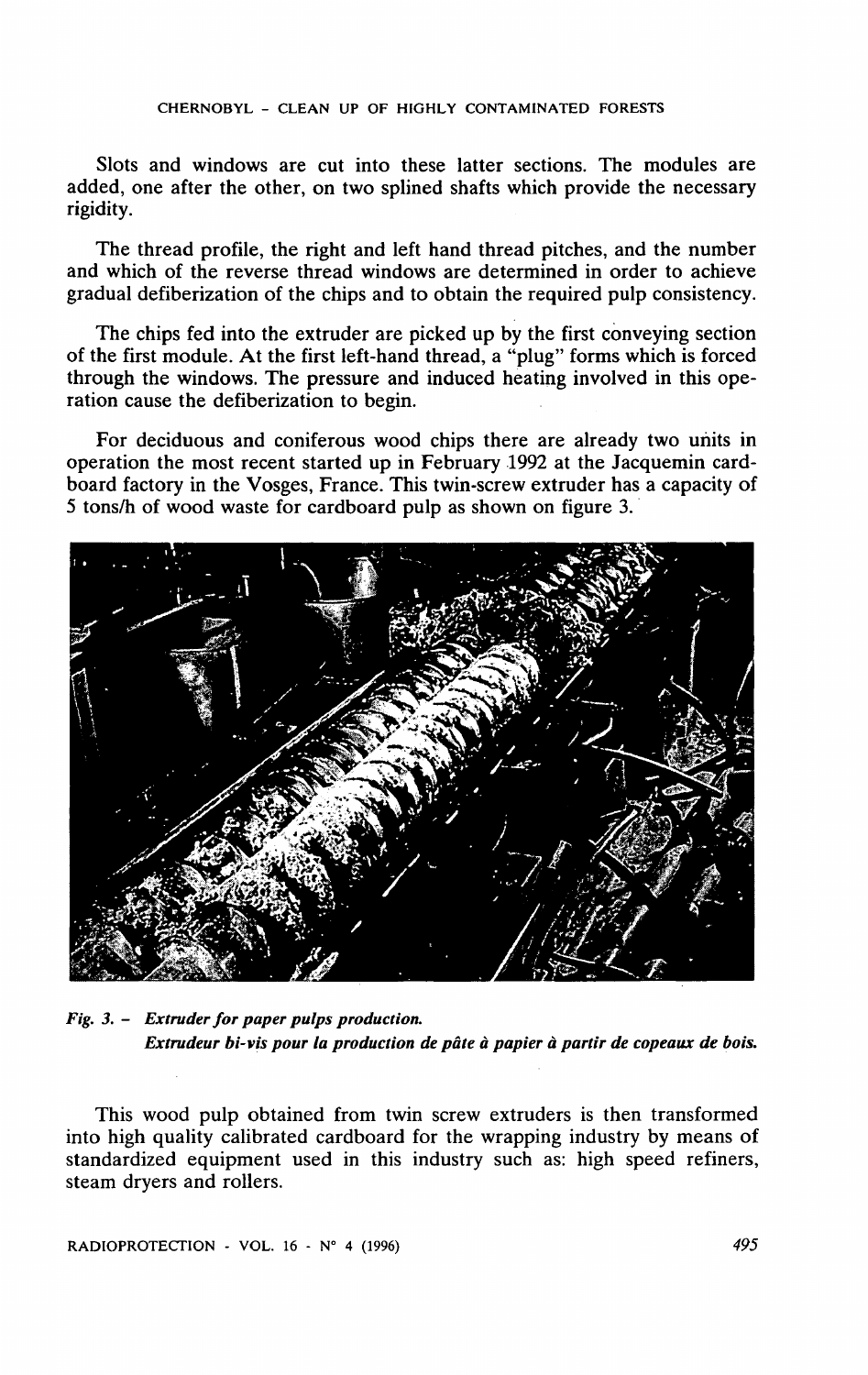Slots and windows are cut into these latter sections. The modules are added, one after the other, on two splined shafts which provide the necessary rigidity.

The thread profile, the right and left hand thread pitches, and the number and which of the reverse thread windows are determined in order to achieve gradual defiberization of the chips and to obtain the required pulp consistency.

The chips fed into the extruder are picked up by the first conveying section of the first module. At the first left-hand thread, a "plug" forms which is forced through the windows. The pressure and induced heating involved in this operation cause the defiberization to begin.

For deciduous and coniferous wood chips there are already two units in operation the most recent started up in February 1992 at the Jacquemin cardboard factory in the Vosges, France. This twin-screw extruder has a capacity of 5 tons/h of wood waste for cardboard pulp as shown on figure 3.

*Fig. 3. – Extruder for paper pulps production.*
*Extrudeur bi-vis pour la production de pâte à papier à partir de copeaux de bois.*

This wood pulp obtained from twin screw extruders is then transformed into high quality calibrated cardboard for the wrapping industry by means of standardized equipment used in this industry such as: high speed refiners, steam dryers and rollers.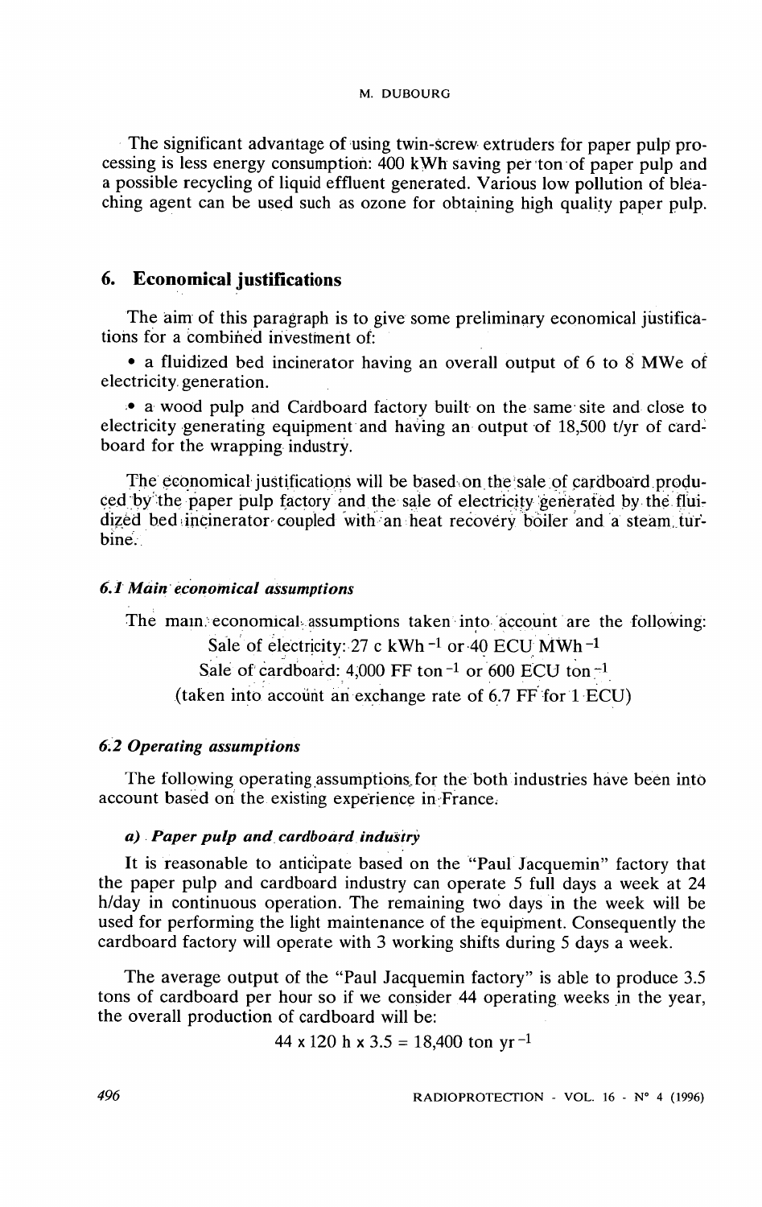The significant advantage of using twin-screw extruders for paper pulp processing is less energy consumption: 400 kWh saving per ton of paper pulp and a possible recycling of liquid effluent generated. Various low pollution of bleaching agent can be used such as ozone for obtaining high quality paper pulp.

## 6. Economical justifications

The aim of this paragraph is to give some preliminary economical justifications for a combined investment of:

- a fluidized bed incinerator having an overall output of 6 to 8 MWe of electricity generation.
- a wood pulp and Cardboard factory built on the same site and close to electricity generating equipment and having an output of 18,500 t/yr of cardboard for the wrapping industry.

The economical justifications will be based on the sale of cardboard produced by the paper pulp factory and the sale of electricity generated by the fluidized bed incinerator coupled with an heat recovery boiler and a steam turbine.

### *6.1 Main economical assumptions*

The main economical assumptions taken into account are the following:

Sale of electricity: 27 c $kWh^{-1}$ or 40 ECU $MWh^{-1}$

Sale of cardboard: 4,000 FF $ton^{-1}$ or 600 ECU $ton^{-1}$

(taken into account an exchange rate of 6.7 FF for 1 ECU)

### *6.2 Operating assumptions*

The following operating assumptions for the both industries have been into account based on the existing experience in France.

#### *a) Paper pulp and cardboard industry*

It is reasonable to anticipate based on the "Paul Jacquemin" factory that the paper pulp and cardboard industry can operate 5 full days a week at 24 h/day in continuous operation. The remaining two days in the week will be used for performing the light maintenance of the equipment. Consequently the cardboard factory will operate with 3 working shifts during 5 days a week.

The average output of the "Paul Jacquemin factory" is able to produce 3.5 tons of cardboard per hour so if we consider 44 operating weeks in the year, the overall production of cardboard will be:

$$44 \times 120 \text{ h} \times 3.5 = 18{,}400 \text{ ton yr}^{-1}$$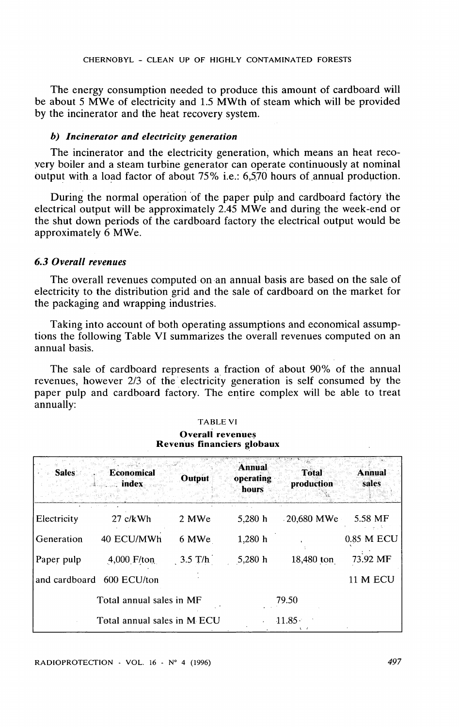The energy consumption needed to produce this amount of cardboard will be about 5 MWe of electricity and 1.5 MWth of steam which will be provided by the incinerator and the heat recovery system.

#### *b) Incinerator and electricity generation*

The incinerator and the electricity generation, which means an heat recovery boiler and a steam turbine generator can operate continuously at nominal output with a load factor of about 75% i.e.: 6,570 hours of annual production.

During the normal operation of the paper pulp and cardboard factory the electrical output will be approximately 2.45 MWe and during the week-end or the shut down periods of the cardboard factory the electrical output would be approximately 6 MWe.

### *6.3 Overall revenues*

The overall revenues computed on an annual basis are based on the sale of electricity to the distribution grid and the sale of cardboard on the market for the packaging and wrapping industries.

Taking into account of both operating assumptions and economical assumptions the following Table VI summarizes the overall revenues computed on an annual basis.

The sale of cardboard represents a fraction of about 90% of the annual revenues, however 2/3 of the electricity generation is self consumed by the paper pulp and cardboard factory. The entire complex will be able to treat annually:

TABLE VI

**Overall revenues**
**Revenus financiers globaux**

| Sales | Economical index | Output | Annual operating hours | Total production | Annual sales |
|---|---|---|---|---|---|
| Electricity | 27 c/kWh | 2 MWe | 5,280 h | 20,680 MWe | 5.58 MF |
| Generation | 40 ECU/MWh | 6 MWe | 1,280 h | | 0.85 M ECU |
| Paper pulp | 4,000 F/ton | 3.5 T/h | 5,280 h | 18,480 ton | 73.92 MF |
| and cardboard | 600 ECU/ton | | | | 11 M ECU |
| | Total annual sales in MF | | | 79.50 | |
| | Total annual sales in M ECU | | | 11.85 | |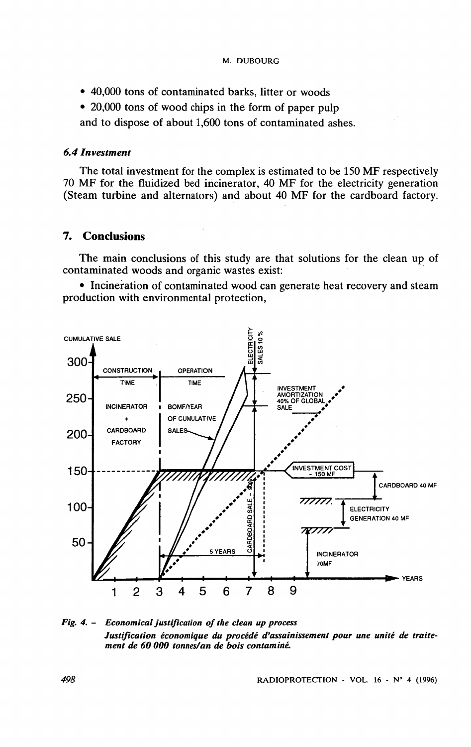- 40,000 tons of contaminated barks, litter or woods
- 20,000 tons of wood chips in the form of paper pulp

and to dispose of about 1,600 tons of contaminated ashes.

### *6.4 Investment*

The total investment for the complex is estimated to be 150 MF respectively 70 MF for the fluidized bed incinerator, 40 MF for the electricity generation (Steam turbine and alternators) and about 40 MF for the cardboard factory.

## 7. Conclusions

The main conclusions of this study are that solutions for the clean up of contaminated woods and organic wastes exist:

- Incineration of contaminated wood can generate heat recovery and steam production with environmental protection,

***Fig. 4. – Economical justification of the clean up process***
***Justification économique du procédé d'assainissement pour une unité de traitement de 60 000 tonnes/an de bois contaminé.***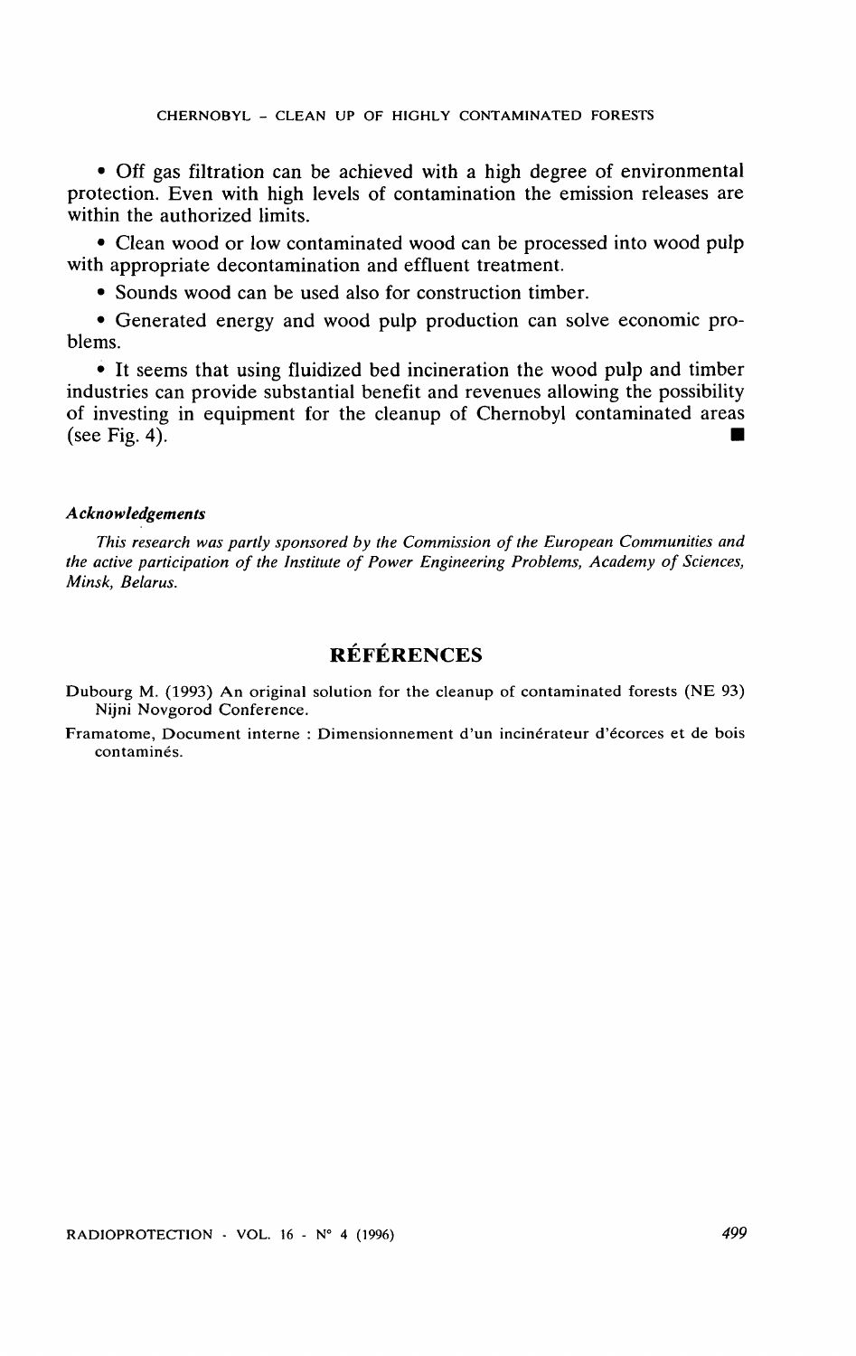- Off gas filtration can be achieved with a high degree of environmental protection. Even with high levels of contamination the emission releases are within the authorized limits.

- Clean wood or low contaminated wood can be processed into wood pulp with appropriate decontamination and effluent treatment.

- Sounds wood can be used also for construction timber.

- Generated energy and wood pulp production can solve economic problems.

- It seems that using fluidized bed incineration the wood pulp and timber industries can provide substantial benefit and revenues allowing the possibility of investing in equipment for the cleanup of Chernobyl contaminated areas (see Fig. 4). ■

### *Acknowledgements*

*This research was partly sponsored by the Commission of the European Communities and the active participation of the Institute of Power Engineering Problems, Academy of Sciences, Minsk, Belarus.*

## RÉFÉRENCES

Dubourg M. (1993) An original solution for the cleanup of contaminated forests (NE 93) Nijni Novgorod Conference.

Framatome, Document interne : Dimensionnement d'un incinérateur d'écorces et de bois contaminés.